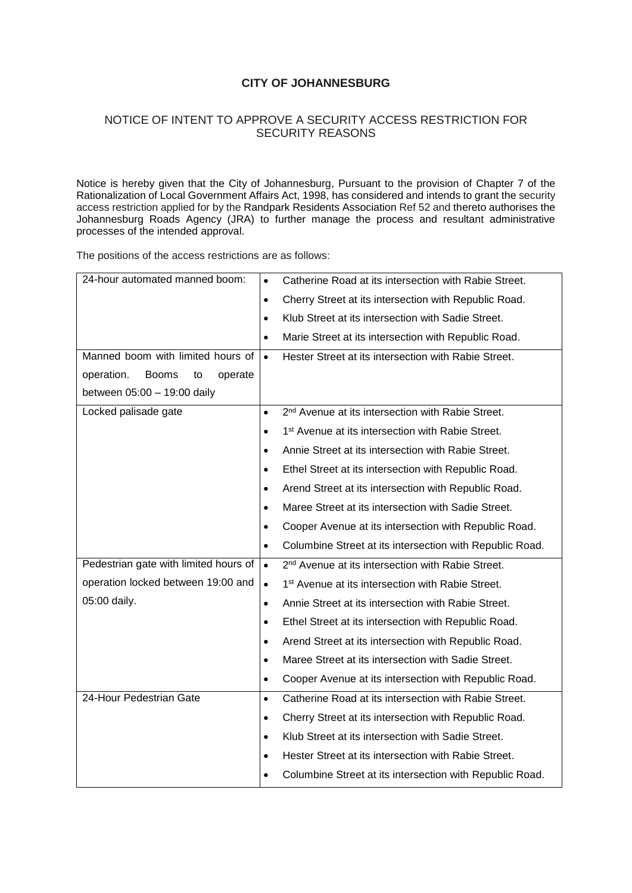**CITY OF JOHANNESBURG**

NOTICE OF INTENT TO APPROVE A SECURITY ACCESS RESTRICTION FOR SECURITY REASONS

Notice is hereby given that the City of Johannesburg, Pursuant to the provision of Chapter 7 of the Rationalization of Local Government Affairs Act, 1998, has considered and intends to grant the security access restriction applied for by the Randpark Residents Association Ref 52 and thereto authorises the Johannesburg Roads Agency (JRA) to further manage the process and resultant administrative processes of the intended approval.

The positions of the access restrictions are as follows:

| | |
|---|---|
| 24-hour automated manned boom: | • Catherine Road at its intersection with Rabie Street.<br>• Cherry Street at its intersection with Republic Road.<br>• Klub Street at its intersection with Sadie Street.<br>• Marie Street at its intersection with Republic Road. |
| Manned boom with limited hours of operation. Booms to operate between 05:00 – 19:00 daily | • Hester Street at its intersection with Rabie Street. |
| Locked palisade gate | • 2nd Avenue at its intersection with Rabie Street.<br>• 1st Avenue at its intersection with Rabie Street.<br>• Annie Street at its intersection with Rabie Street.<br>• Ethel Street at its intersection with Republic Road.<br>• Arend Street at its intersection with Republic Road.<br>• Maree Street at its intersection with Sadie Street.<br>• Cooper Avenue at its intersection with Republic Road.<br>• Columbine Street at its intersection with Republic Road. |
| Pedestrian gate with limited hours of operation locked between 19:00 and 05:00 daily. | • 2nd Avenue at its intersection with Rabie Street.<br>• 1st Avenue at its intersection with Rabie Street.<br>• Annie Street at its intersection with Rabie Street.<br>• Ethel Street at its intersection with Republic Road.<br>• Arend Street at its intersection with Republic Road.<br>• Maree Street at its intersection with Sadie Street.<br>• Cooper Avenue at its intersection with Republic Road. |
| 24-Hour Pedestrian Gate | • Catherine Road at its intersection with Rabie Street.<br>• Cherry Street at its intersection with Republic Road.<br>• Klub Street at its intersection with Sadie Street.<br>• Hester Street at its intersection with Rabie Street.<br>• Columbine Street at its intersection with Republic Road. |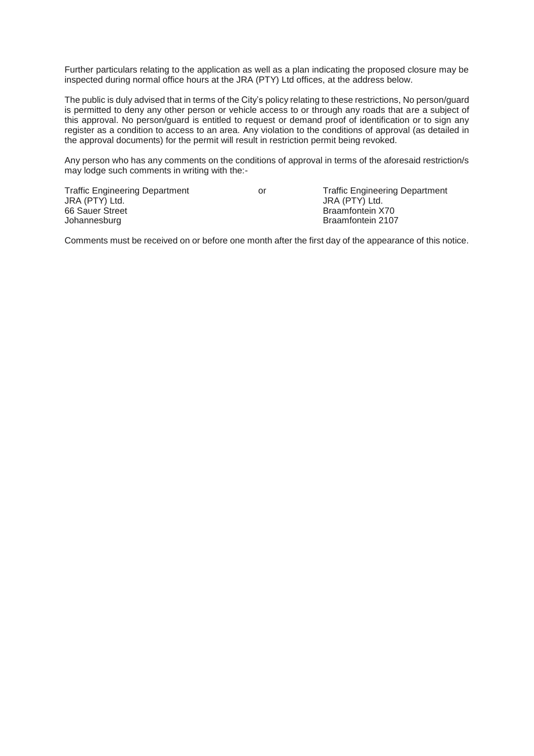Further particulars relating to the application as well as a plan indicating the proposed closure may be inspected during normal office hours at the JRA (PTY) Ltd offices, at the address below.

The public is duly advised that in terms of the City's policy relating to these restrictions, No person/guard is permitted to deny any other person or vehicle access to or through any roads that are a subject of this approval. No person/guard is entitled to request or demand proof of identification or to sign any register as a condition to access to an area. Any violation to the conditions of approval (as detailed in the approval documents) for the permit will result in restriction permit being revoked.

Any person who has any comments on the conditions of approval in terms of the aforesaid restriction/s may lodge such comments in writing with the:-

| | | |
|---|---|---|
| Traffic Engineering Department<br>JRA (PTY) Ltd.<br>66 Sauer Street<br>Johannesburg | or | Traffic Engineering Department<br>JRA (PTY) Ltd.<br>Braamfontein X70<br>Braamfontein 2107 |

Comments must be received on or before one month after the first day of the appearance of this notice.